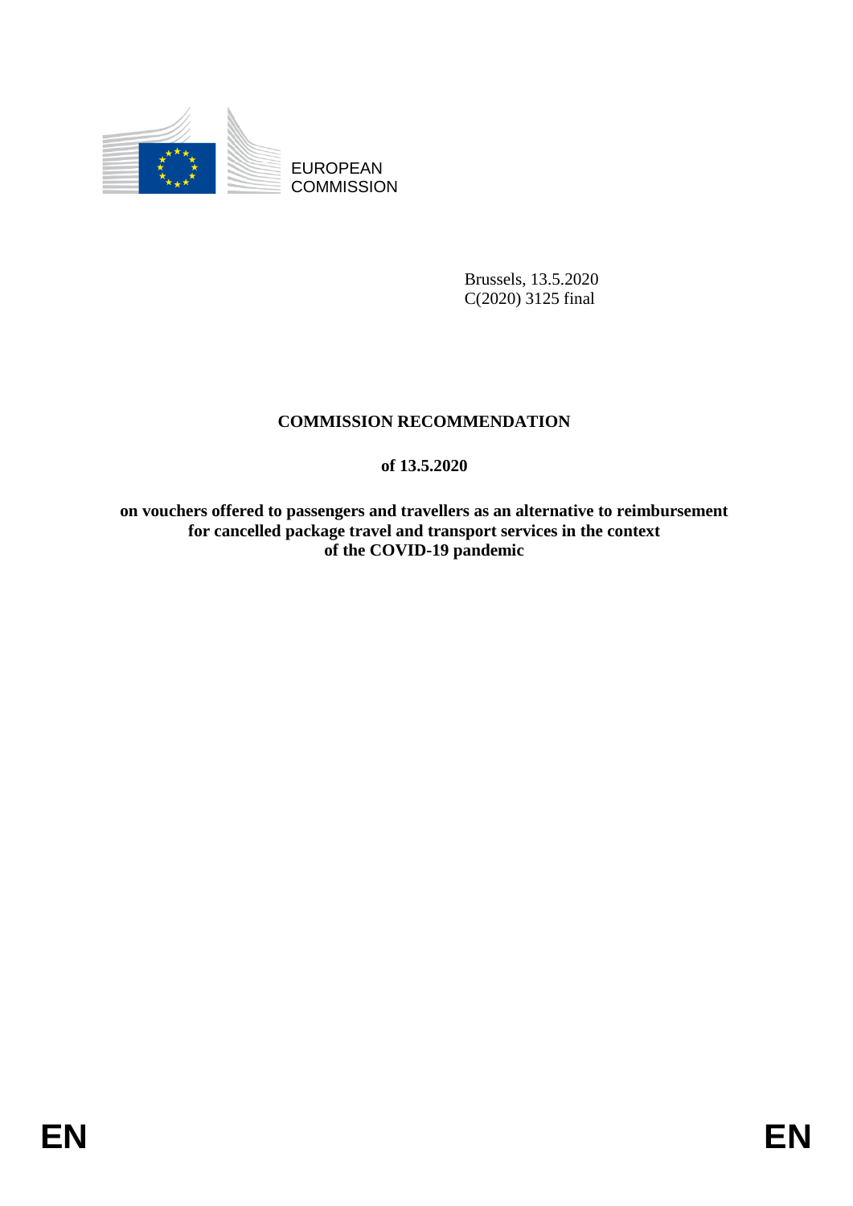EUROPEAN COMMISSION

Brussels, 13.5.2020
C(2020) 3125 final

# COMMISSION RECOMMENDATION

## of 13.5.2020

## on vouchers offered to passengers and travellers as an alternative to reimbursement for cancelled package travel and transport services in the context of the COVID-19 pandemic

EN EN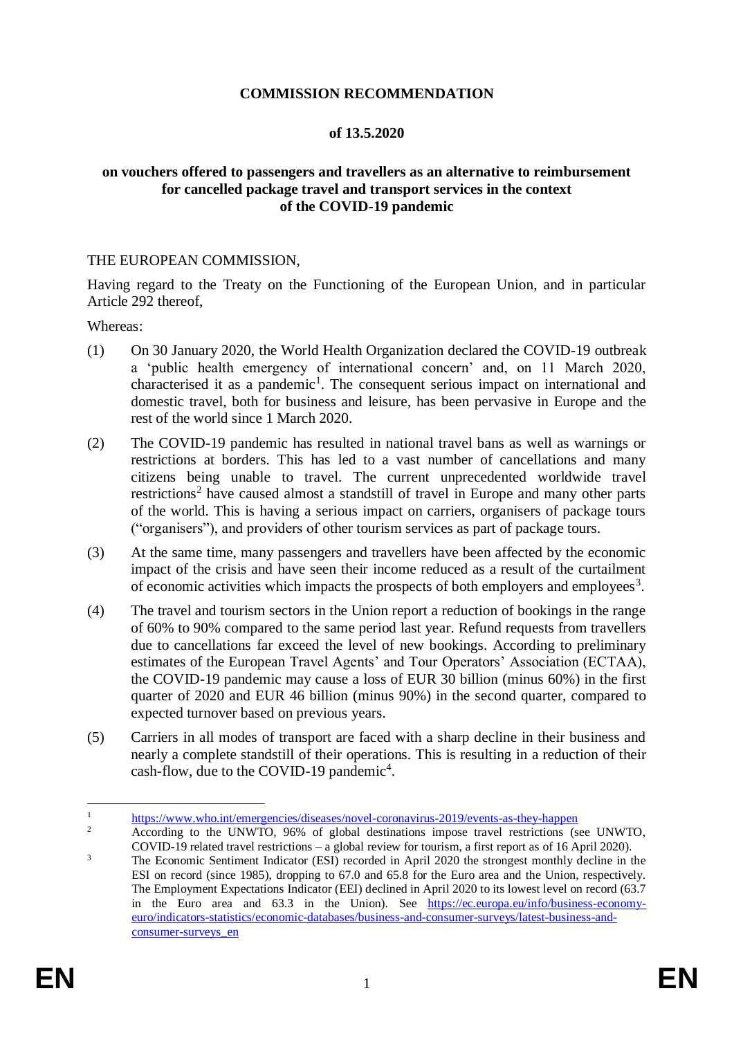**COMMISSION RECOMMENDATION**

**of 13.5.2020**

**on vouchers offered to passengers and travellers as an alternative to reimbursement for cancelled package travel and transport services in the context of the COVID-19 pandemic**

THE EUROPEAN COMMISSION,

Having regard to the Treaty on the Functioning of the European Union, and in particular Article 292 thereof,

Whereas:

(1) On 30 January 2020, the World Health Organization declared the COVID-19 outbreak a 'public health emergency of international concern' and, on 11 March 2020, characterised it as a pandemic[1]. The consequent serious impact on international and domestic travel, both for business and leisure, has been pervasive in Europe and the rest of the world since 1 March 2020.

(2) The COVID-19 pandemic has resulted in national travel bans as well as warnings or restrictions at borders. This has led to a vast number of cancellations and many citizens being unable to travel. The current unprecedented worldwide travel restrictions[2] have caused almost a standstill of travel in Europe and many other parts of the world. This is having a serious impact on carriers, organisers of package tours ("organisers"), and providers of other tourism services as part of package tours.

(3) At the same time, many passengers and travellers have been affected by the economic impact of the crisis and have seen their income reduced as a result of the curtailment of economic activities which impacts the prospects of both employers and employees[3].

(4) The travel and tourism sectors in the Union report a reduction of bookings in the range of 60% to 90% compared to the same period last year. Refund requests from travellers due to cancellations far exceed the level of new bookings. According to preliminary estimates of the European Travel Agents' and Tour Operators' Association (ECTAA), the COVID-19 pandemic may cause a loss of EUR 30 billion (minus 60%) in the first quarter of 2020 and EUR 46 billion (minus 90%) in the second quarter, compared to expected turnover based on previous years.

(5) Carriers in all modes of transport are faced with a sharp decline in their business and nearly a complete standstill of their operations. This is resulting in a reduction of their cash-flow, due to the COVID-19 pandemic[4].

---

[1] https://www.who.int/emergencies/diseases/novel-coronavirus-2019/events-as-they-happen

[2] According to the UNWTO, 96% of global destinations impose travel restrictions (see UNWTO, COVID-19 related travel restrictions – a global review for tourism, a first report as of 16 April 2020).

[3] The Economic Sentiment Indicator (ESI) recorded in April 2020 the strongest monthly decline in the ESI on record (since 1985), dropping to 67.0 and 65.8 for the Euro area and the Union, respectively. The Employment Expectations Indicator (EEI) declined in April 2020 to its lowest level on record (63.7 in the Euro area and 63.3 in the Union). See https://ec.europa.eu/info/business-economy-euro/indicators-statistics/economic-databases/business-and-consumer-surveys/latest-business-and-consumer-surveys_en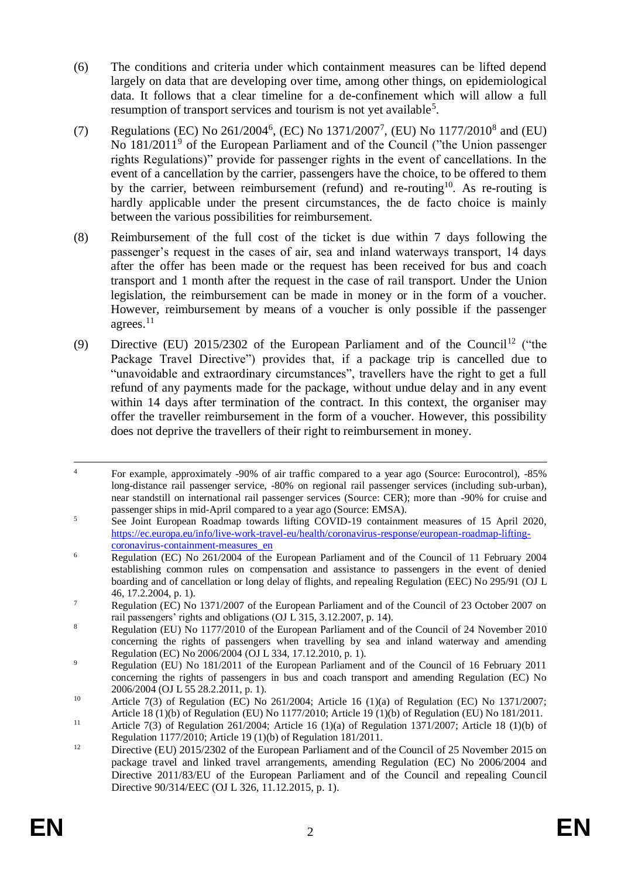(6) The conditions and criteria under which containment measures can be lifted depend largely on data that are developing over time, among other things, on epidemiological data. It follows that a clear timeline for a de-confinement which will allow a full resumption of transport services and tourism is not yet available[5].

(7) Regulations (EC) No 261/2004[6], (EC) No 1371/2007[7], (EU) No 1177/2010[8] and (EU) No 181/2011[9] of the European Parliament and of the Council ("the Union passenger rights Regulations)" provide for passenger rights in the event of cancellations. In the event of a cancellation by the carrier, passengers have the choice, to be offered to them by the carrier, between reimbursement (refund) and re-routing[10]. As re-routing is hardly applicable under the present circumstances, the de facto choice is mainly between the various possibilities for reimbursement.

(8) Reimbursement of the full cost of the ticket is due within 7 days following the passenger's request in the cases of air, sea and inland waterways transport, 14 days after the offer has been made or the request has been received for bus and coach transport and 1 month after the request in the case of rail transport. Under the Union legislation, the reimbursement can be made in money or in the form of a voucher. However, reimbursement by means of a voucher is only possible if the passenger agrees.[11]

(9) Directive (EU) 2015/2302 of the European Parliament and of the Council[12] ("the Package Travel Directive") provides that, if a package trip is cancelled due to "unavoidable and extraordinary circumstances", travellers have the right to get a full refund of any payments made for the package, without undue delay and in any event within 14 days after termination of the contract. In this context, the organiser may offer the traveller reimbursement in the form of a voucher. However, this possibility does not deprive the travellers of their right to reimbursement in money.

---

[4] For example, approximately -90% of air traffic compared to a year ago (Source: Eurocontrol), -85% long-distance rail passenger service, -80% on regional rail passenger services (including sub-urban), near standstill on international rail passenger services (Source: CER); more than -90% for cruise and passenger ships in mid-April compared to a year ago (Source: EMSA).

[5] See Joint European Roadmap towards lifting COVID-19 containment measures of 15 April 2020, https://ec.europa.eu/info/live-work-travel-eu/health/coronavirus-response/european-roadmap-lifting-coronavirus-containment-measures_en

[6] Regulation (EC) No 261/2004 of the European Parliament and of the Council of 11 February 2004 establishing common rules on compensation and assistance to passengers in the event of denied boarding and of cancellation or long delay of flights, and repealing Regulation (EEC) No 295/91 (OJ L 46, 17.2.2004, p. 1).

[7] Regulation (EC) No 1371/2007 of the European Parliament and of the Council of 23 October 2007 on rail passengers' rights and obligations (OJ L 315, 3.12.2007, p. 14).

[8] Regulation (EU) No 1177/2010 of the European Parliament and of the Council of 24 November 2010 concerning the rights of passengers when travelling by sea and inland waterway and amending Regulation (EC) No 2006/2004 (OJ L 334, 17.12.2010, p. 1).

[9] Regulation (EU) No 181/2011 of the European Parliament and of the Council of 16 February 2011 concerning the rights of passengers in bus and coach transport and amending Regulation (EC) No 2006/2004 (OJ L 55 28.2.2011, p. 1).

[10] Article 7(3) of Regulation (EC) No 261/2004; Article 16 (1)(a) of Regulation (EC) No 1371/2007; Article 18 (1)(b) of Regulation (EU) No 1177/2010; Article 19 (1)(b) of Regulation (EU) No 181/2011.

[11] Article 7(3) of Regulation 261/2004; Article 16 (1)(a) of Regulation 1371/2007; Article 18 (1)(b) of Regulation 1177/2010; Article 19 (1)(b) of Regulation 181/2011.

[12] Directive (EU) 2015/2302 of the European Parliament and of the Council of 25 November 2015 on package travel and linked travel arrangements, amending Regulation (EC) No 2006/2004 and Directive 2011/83/EU of the European Parliament and of the Council and repealing Council Directive 90/314/EEC (OJ L 326, 11.12.2015, p. 1).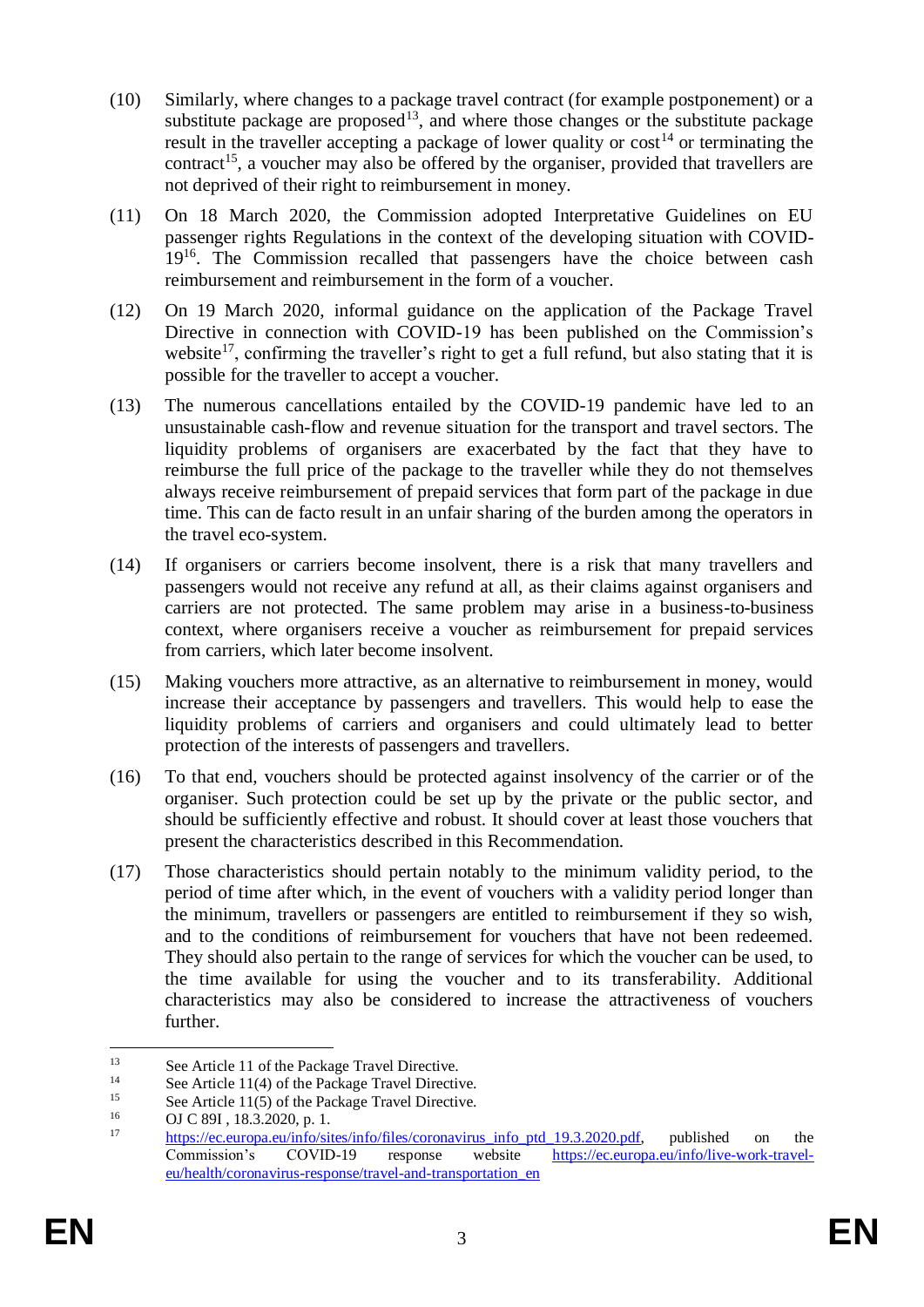(10) Similarly, where changes to a package travel contract (for example postponement) or a substitute package are proposed[13], and where those changes or the substitute package result in the traveller accepting a package of lower quality or cost[14] or terminating the contract[15], a voucher may also be offered by the organiser, provided that travellers are not deprived of their right to reimbursement in money.

(11) On 18 March 2020, the Commission adopted Interpretative Guidelines on EU passenger rights Regulations in the context of the developing situation with COVID-19[16]. The Commission recalled that passengers have the choice between cash reimbursement and reimbursement in the form of a voucher.

(12) On 19 March 2020, informal guidance on the application of the Package Travel Directive in connection with COVID-19 has been published on the Commission's website[17], confirming the traveller's right to get a full refund, but also stating that it is possible for the traveller to accept a voucher.

(13) The numerous cancellations entailed by the COVID-19 pandemic have led to an unsustainable cash-flow and revenue situation for the transport and travel sectors. The liquidity problems of organisers are exacerbated by the fact that they have to reimburse the full price of the package to the traveller while they do not themselves always receive reimbursement of prepaid services that form part of the package in due time. This can de facto result in an unfair sharing of the burden among the operators in the travel eco-system.

(14) If organisers or carriers become insolvent, there is a risk that many travellers and passengers would not receive any refund at all, as their claims against organisers and carriers are not protected. The same problem may arise in a business-to-business context, where organisers receive a voucher as reimbursement for prepaid services from carriers, which later become insolvent.

(15) Making vouchers more attractive, as an alternative to reimbursement in money, would increase their acceptance by passengers and travellers. This would help to ease the liquidity problems of carriers and organisers and could ultimately lead to better protection of the interests of passengers and travellers.

(16) To that end, vouchers should be protected against insolvency of the carrier or of the organiser. Such protection could be set up by the private or the public sector, and should be sufficiently effective and robust. It should cover at least those vouchers that present the characteristics described in this Recommendation.

(17) Those characteristics should pertain notably to the minimum validity period, to the period of time after which, in the event of vouchers with a validity period longer than the minimum, travellers or passengers are entitled to reimbursement if they so wish, and to the conditions of reimbursement for vouchers that have not been redeemed. They should also pertain to the range of services for which the voucher can be used, to the time available for using the voucher and to its transferability. Additional characteristics may also be considered to increase the attractiveness of vouchers further.

---

[13] See Article 11 of the Package Travel Directive.

[14] See Article 11(4) of the Package Travel Directive.

[15] See Article 11(5) of the Package Travel Directive.

[16] OJ C 89I , 18.3.2020, p. 1.

[17] https://ec.europa.eu/info/sites/info/files/coronavirus_info_ptd_19.3.2020.pdf, published on the Commission's COVID-19 response website https://ec.europa.eu/info/live-work-travel-eu/health/coronavirus-response/travel-and-transportation_en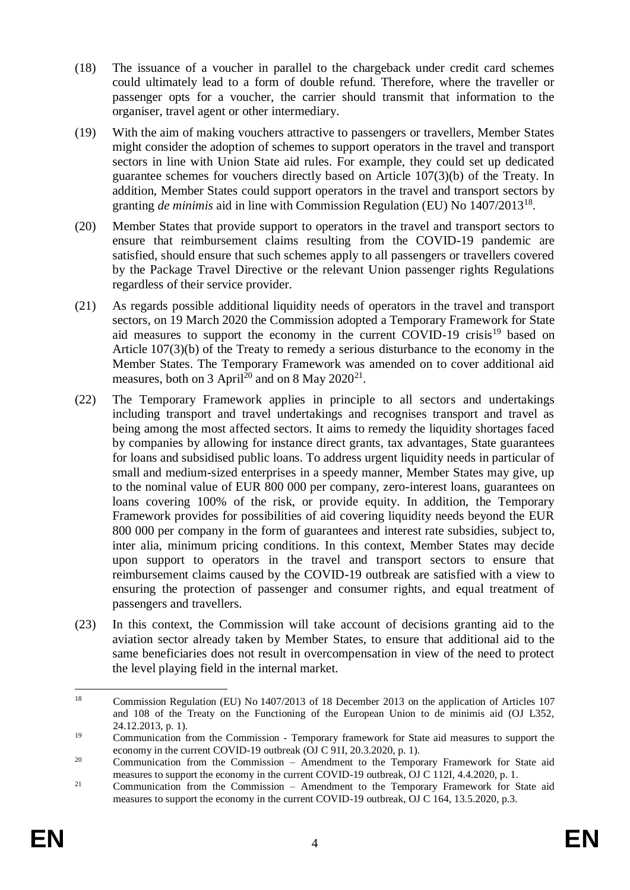(18) The issuance of a voucher in parallel to the chargeback under credit card schemes could ultimately lead to a form of double refund. Therefore, where the traveller or passenger opts for a voucher, the carrier should transmit that information to the organiser, travel agent or other intermediary.

(19) With the aim of making vouchers attractive to passengers or travellers, Member States might consider the adoption of schemes to support operators in the travel and transport sectors in line with Union State aid rules. For example, they could set up dedicated guarantee schemes for vouchers directly based on Article 107(3)(b) of the Treaty. In addition, Member States could support operators in the travel and transport sectors by granting *de minimis* aid in line with Commission Regulation (EU) No 1407/2013[18].

(20) Member States that provide support to operators in the travel and transport sectors to ensure that reimbursement claims resulting from the COVID-19 pandemic are satisfied, should ensure that such schemes apply to all passengers or travellers covered by the Package Travel Directive or the relevant Union passenger rights Regulations regardless of their service provider.

(21) As regards possible additional liquidity needs of operators in the travel and transport sectors, on 19 March 2020 the Commission adopted a Temporary Framework for State aid measures to support the economy in the current COVID-19 crisis[19] based on Article 107(3)(b) of the Treaty to remedy a serious disturbance to the economy in the Member States. The Temporary Framework was amended on to cover additional aid measures, both on 3 April[20] and on 8 May 2020[21].

(22) The Temporary Framework applies in principle to all sectors and undertakings including transport and travel undertakings and recognises transport and travel as being among the most affected sectors. It aims to remedy the liquidity shortages faced by companies by allowing for instance direct grants, tax advantages, State guarantees for loans and subsidised public loans. To address urgent liquidity needs in particular of small and medium-sized enterprises in a speedy manner, Member States may give, up to the nominal value of EUR 800 000 per company, zero-interest loans, guarantees on loans covering 100% of the risk, or provide equity. In addition, the Temporary Framework provides for possibilities of aid covering liquidity needs beyond the EUR 800 000 per company in the form of guarantees and interest rate subsidies, subject to, inter alia, minimum pricing conditions. In this context, Member States may decide upon support to operators in the travel and transport sectors to ensure that reimbursement claims caused by the COVID-19 outbreak are satisfied with a view to ensuring the protection of passenger and consumer rights, and equal treatment of passengers and travellers.

(23) In this context, the Commission will take account of decisions granting aid to the aviation sector already taken by Member States, to ensure that additional aid to the same beneficiaries does not result in overcompensation in view of the need to protect the level playing field in the internal market.

---

[18] Commission Regulation (EU) No 1407/2013 of 18 December 2013 on the application of Articles 107 and 108 of the Treaty on the Functioning of the European Union to de minimis aid (OJ L352, 24.12.2013, p. 1).

[19] Communication from the Commission - Temporary framework for State aid measures to support the economy in the current COVID-19 outbreak (OJ C 91I, 20.3.2020, p. 1).

[20] Communication from the Commission – Amendment to the Temporary Framework for State aid measures to support the economy in the current COVID-19 outbreak, OJ C 112I, 4.4.2020, p. 1.

[21] Communication from the Commission – Amendment to the Temporary Framework for State aid measures to support the economy in the current COVID-19 outbreak, OJ C 164, 13.5.2020, p.3.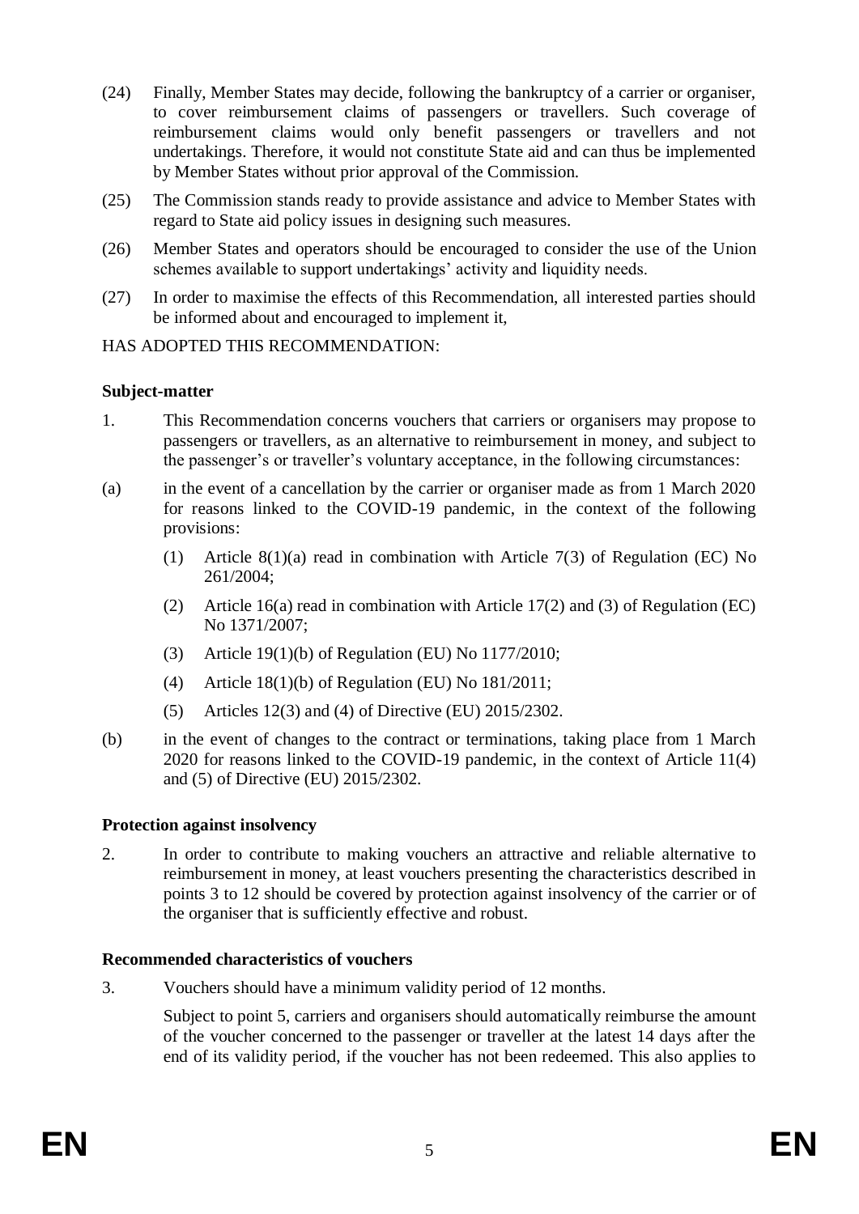(24) Finally, Member States may decide, following the bankruptcy of a carrier or organiser, to cover reimbursement claims of passengers or travellers. Such coverage of reimbursement claims would only benefit passengers or travellers and not undertakings. Therefore, it would not constitute State aid and can thus be implemented by Member States without prior approval of the Commission.

(25) The Commission stands ready to provide assistance and advice to Member States with regard to State aid policy issues in designing such measures.

(26) Member States and operators should be encouraged to consider the use of the Union schemes available to support undertakings' activity and liquidity needs.

(27) In order to maximise the effects of this Recommendation, all interested parties should be informed about and encouraged to implement it,

HAS ADOPTED THIS RECOMMENDATION:

**Subject-matter**

1. This Recommendation concerns vouchers that carriers or organisers may propose to passengers or travellers, as an alternative to reimbursement in money, and subject to the passenger's or traveller's voluntary acceptance, in the following circumstances:

(a) in the event of a cancellation by the carrier or organiser made as from 1 March 2020 for reasons linked to the COVID-19 pandemic, in the context of the following provisions:

   (1) Article 8(1)(a) read in combination with Article 7(3) of Regulation (EC) No 261/2004;

   (2) Article 16(a) read in combination with Article 17(2) and (3) of Regulation (EC) No 1371/2007;

   (3) Article 19(1)(b) of Regulation (EU) No 1177/2010;

   (4) Article 18(1)(b) of Regulation (EU) No 181/2011;

   (5) Articles 12(3) and (4) of Directive (EU) 2015/2302.

(b) in the event of changes to the contract or terminations, taking place from 1 March 2020 for reasons linked to the COVID-19 pandemic, in the context of Article 11(4) and (5) of Directive (EU) 2015/2302.

**Protection against insolvency**

2. In order to contribute to making vouchers an attractive and reliable alternative to reimbursement in money, at least vouchers presenting the characteristics described in points 3 to 12 should be covered by protection against insolvency of the carrier or of the organiser that is sufficiently effective and robust.

**Recommended characteristics of vouchers**

3. Vouchers should have a minimum validity period of 12 months.

   Subject to point 5, carriers and organisers should automatically reimburse the amount of the voucher concerned to the passenger or traveller at the latest 14 days after the end of its validity period, if the voucher has not been redeemed. This also applies to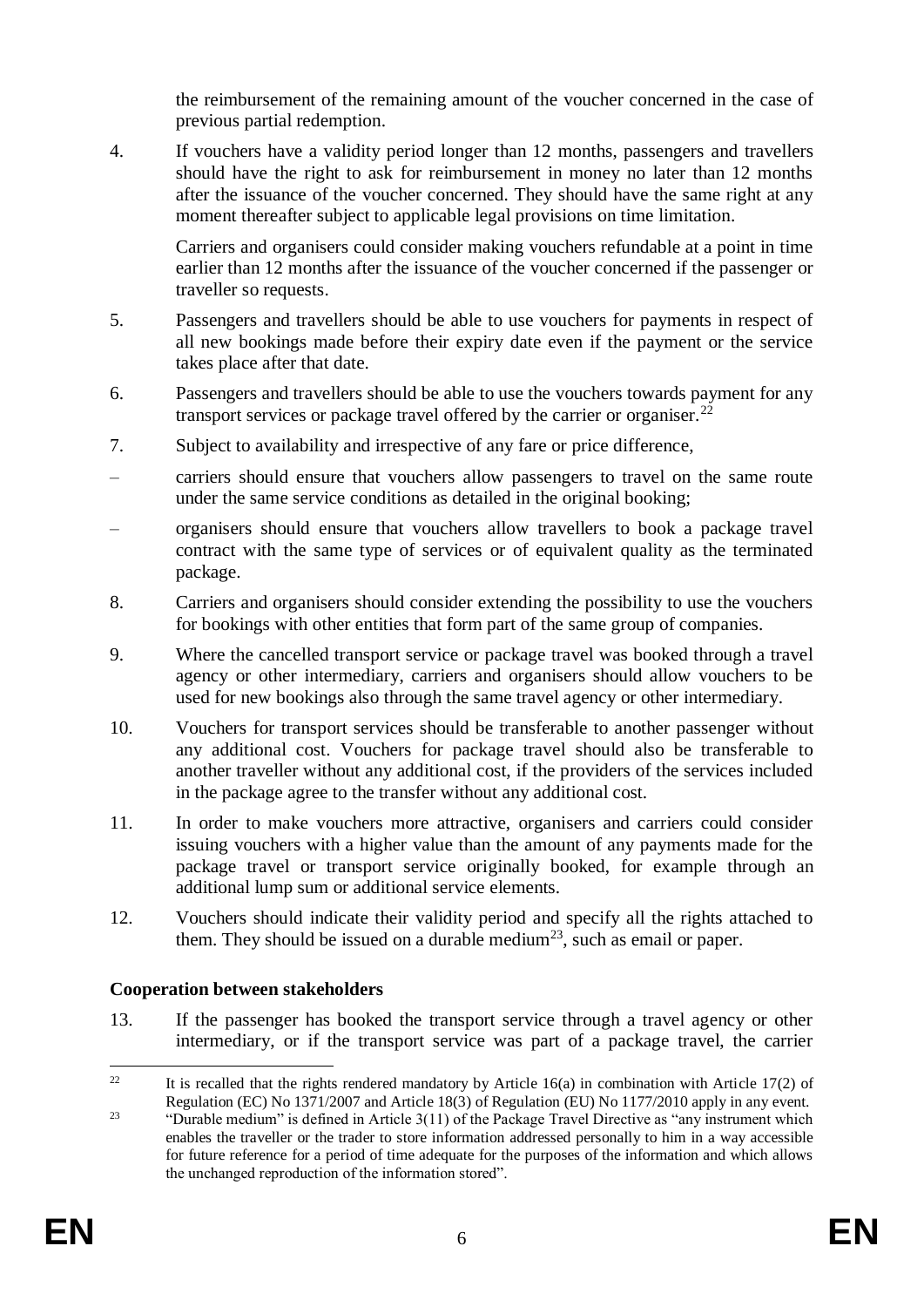the reimbursement of the remaining amount of the voucher concerned in the case of previous partial redemption.

4. If vouchers have a validity period longer than 12 months, passengers and travellers should have the right to ask for reimbursement in money no later than 12 months after the issuance of the voucher concerned. They should have the same right at any moment thereafter subject to applicable legal provisions on time limitation.

   Carriers and organisers could consider making vouchers refundable at a point in time earlier than 12 months after the issuance of the voucher concerned if the passenger or traveller so requests.

5. Passengers and travellers should be able to use vouchers for payments in respect of all new bookings made before their expiry date even if the payment or the service takes place after that date.

6. Passengers and travellers should be able to use the vouchers towards payment for any transport services or package travel offered by the carrier or organiser.[22]

7. Subject to availability and irrespective of any fare or price difference,

– carriers should ensure that vouchers allow passengers to travel on the same route under the same service conditions as detailed in the original booking;

– organisers should ensure that vouchers allow travellers to book a package travel contract with the same type of services or of equivalent quality as the terminated package.

8. Carriers and organisers should consider extending the possibility to use the vouchers for bookings with other entities that form part of the same group of companies.

9. Where the cancelled transport service or package travel was booked through a travel agency or other intermediary, carriers and organisers should allow vouchers to be used for new bookings also through the same travel agency or other intermediary.

10. Vouchers for transport services should be transferable to another passenger without any additional cost. Vouchers for package travel should also be transferable to another traveller without any additional cost, if the providers of the services included in the package agree to the transfer without any additional cost.

11. In order to make vouchers more attractive, organisers and carriers could consider issuing vouchers with a higher value than the amount of any payments made for the package travel or transport service originally booked, for example through an additional lump sum or additional service elements.

12. Vouchers should indicate their validity period and specify all the rights attached to them. They should be issued on a durable medium[23], such as email or paper.

**Cooperation between stakeholders**

13. If the passenger has booked the transport service through a travel agency or other intermediary, or if the transport service was part of a package travel, the carrier

---

[22] It is recalled that the rights rendered mandatory by Article 16(a) in combination with Article 17(2) of Regulation (EC) No 1371/2007 and Article 18(3) of Regulation (EU) No 1177/2010 apply in any event.

[23] "Durable medium" is defined in Article 3(11) of the Package Travel Directive as "any instrument which enables the traveller or the trader to store information addressed personally to him in a way accessible for future reference for a period of time adequate for the purposes of the information and which allows the unchanged reproduction of the information stored".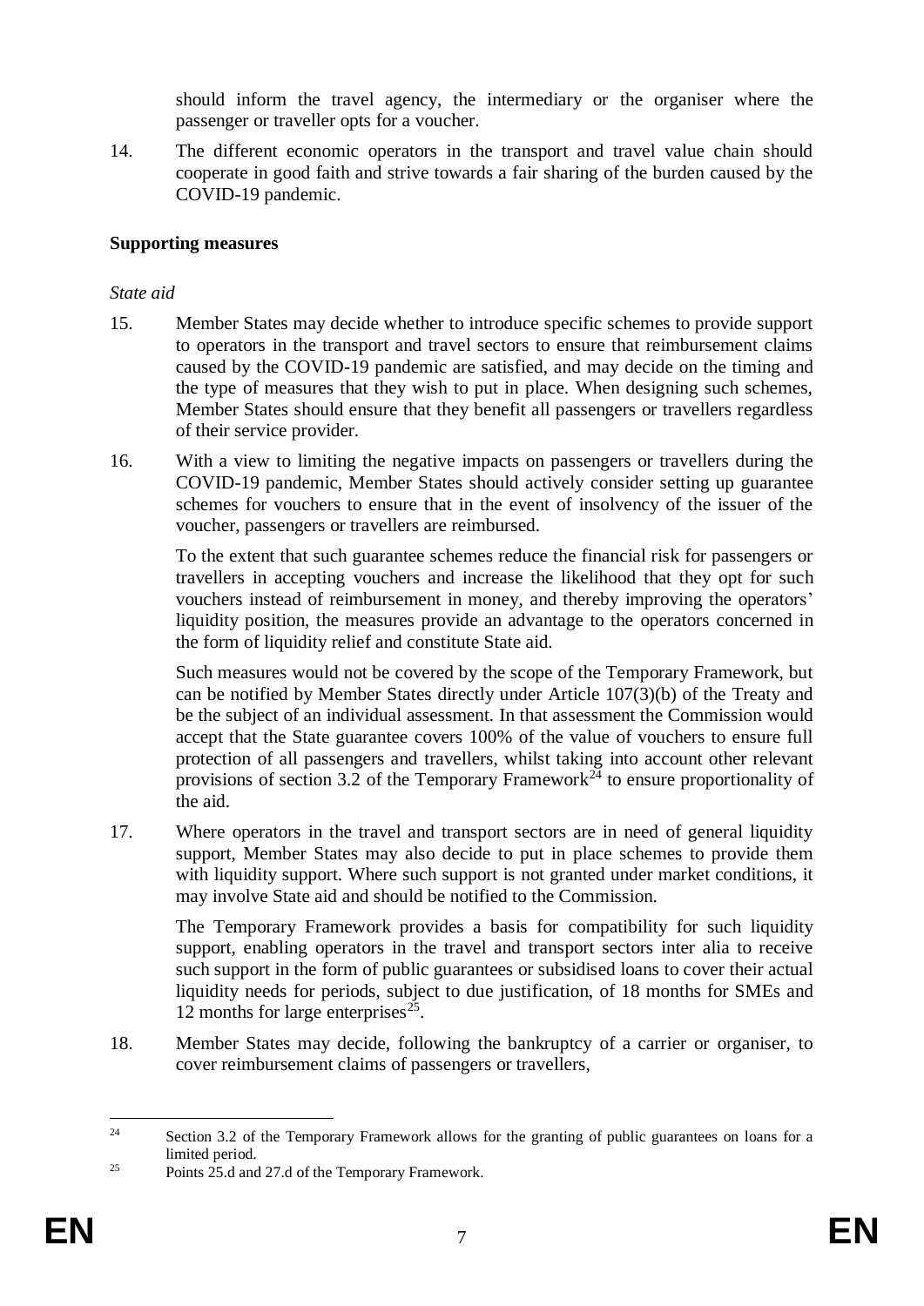should inform the travel agency, the intermediary or the organiser where the passenger or traveller opts for a voucher.

14. The different economic operators in the transport and travel value chain should cooperate in good faith and strive towards a fair sharing of the burden caused by the COVID-19 pandemic.

**Supporting measures**

*State aid*

15. Member States may decide whether to introduce specific schemes to provide support to operators in the transport and travel sectors to ensure that reimbursement claims caused by the COVID-19 pandemic are satisfied, and may decide on the timing and the type of measures that they wish to put in place. When designing such schemes, Member States should ensure that they benefit all passengers or travellers regardless of their service provider.

16. With a view to limiting the negative impacts on passengers or travellers during the COVID-19 pandemic, Member States should actively consider setting up guarantee schemes for vouchers to ensure that in the event of insolvency of the issuer of the voucher, passengers or travellers are reimbursed.

    To the extent that such guarantee schemes reduce the financial risk for passengers or travellers in accepting vouchers and increase the likelihood that they opt for such vouchers instead of reimbursement in money, and thereby improving the operators' liquidity position, the measures provide an advantage to the operators concerned in the form of liquidity relief and constitute State aid.

    Such measures would not be covered by the scope of the Temporary Framework, but can be notified by Member States directly under Article 107(3)(b) of the Treaty and be the subject of an individual assessment. In that assessment the Commission would accept that the State guarantee covers 100% of the value of vouchers to ensure full protection of all passengers and travellers, whilst taking into account other relevant provisions of section 3.2 of the Temporary Framework[24] to ensure proportionality of the aid.

17. Where operators in the travel and transport sectors are in need of general liquidity support, Member States may also decide to put in place schemes to provide them with liquidity support. Where such support is not granted under market conditions, it may involve State aid and should be notified to the Commission.

    The Temporary Framework provides a basis for compatibility for such liquidity support, enabling operators in the travel and transport sectors inter alia to receive such support in the form of public guarantees or subsidised loans to cover their actual liquidity needs for periods, subject to due justification, of 18 months for SMEs and 12 months for large enterprises[25].

18. Member States may decide, following the bankruptcy of a carrier or organiser, to cover reimbursement claims of passengers or travellers,

---

[24] Section 3.2 of the Temporary Framework allows for the granting of public guarantees on loans for a limited period.

[25] Points 25.d and 27.d of the Temporary Framework.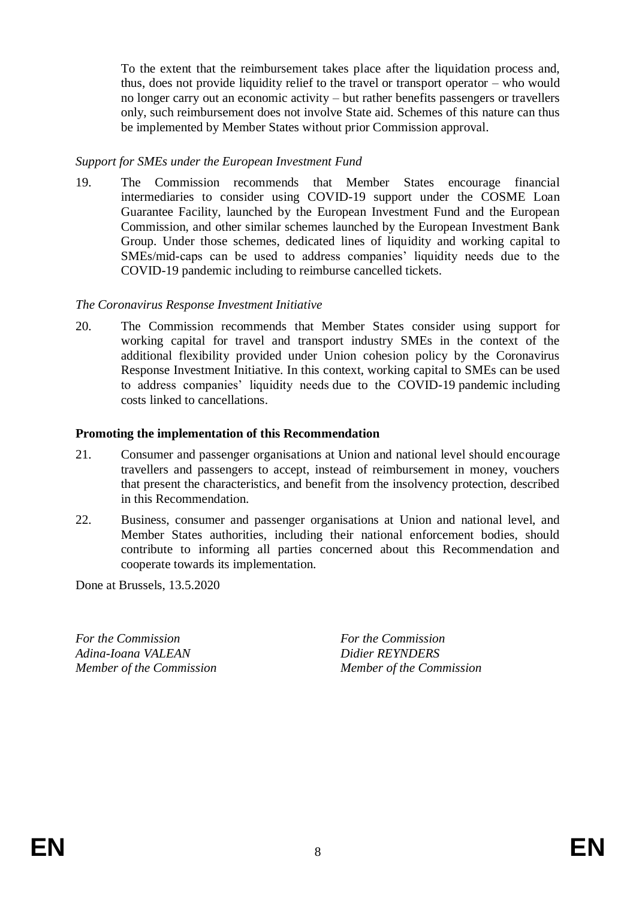To the extent that the reimbursement takes place after the liquidation process and, thus, does not provide liquidity relief to the travel or transport operator – who would no longer carry out an economic activity – but rather benefits passengers or travellers only, such reimbursement does not involve State aid. Schemes of this nature can thus be implemented by Member States without prior Commission approval.

*Support for SMEs under the European Investment Fund*

19. The Commission recommends that Member States encourage financial intermediaries to consider using COVID-19 support under the COSME Loan Guarantee Facility, launched by the European Investment Fund and the European Commission, and other similar schemes launched by the European Investment Bank Group. Under those schemes, dedicated lines of liquidity and working capital to SMEs/mid-caps can be used to address companies' liquidity needs due to the COVID-19 pandemic including to reimburse cancelled tickets.

*The Coronavirus Response Investment Initiative*

20. The Commission recommends that Member States consider using support for working capital for travel and transport industry SMEs in the context of the additional flexibility provided under Union cohesion policy by the Coronavirus Response Investment Initiative. In this context, working capital to SMEs can be used to address companies' liquidity needs due to the COVID-19 pandemic including costs linked to cancellations.

**Promoting the implementation of this Recommendation**

21. Consumer and passenger organisations at Union and national level should encourage travellers and passengers to accept, instead of reimbursement in money, vouchers that present the characteristics, and benefit from the insolvency protection, described in this Recommendation.

22. Business, consumer and passenger organisations at Union and national level, and Member States authorities, including their national enforcement bodies, should contribute to informing all parties concerned about this Recommendation and cooperate towards its implementation.

Done at Brussels, 13.5.2020

*For the Commission*
*Adina-Ioana VALEAN*
*Member of the Commission*

*For the Commission*
*Didier REYNDERS*
*Member of the Commission*